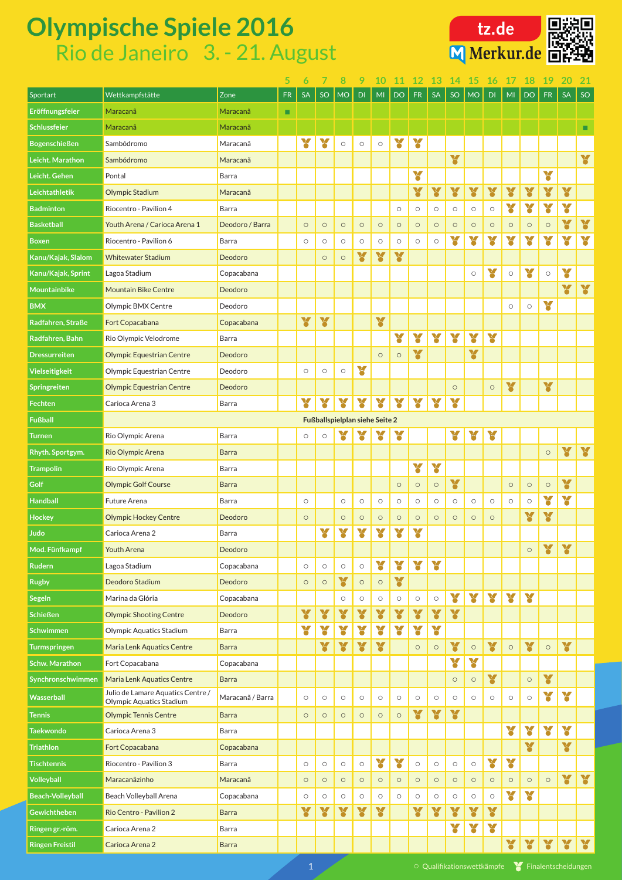# Olympische Spiele 2016

## Rio de Janeiro 3. - 21. August

tz.de
Merkur.de

| Sportart | Wettkampfstätte | Zone | 5 FR | 6 SA | 7 SO | 8 MO | 9 DI | 10 MI | 11 DO | 12 FR | 13 SA | 14 SO | 15 MO | 16 DI | 17 MI | 18 DO | 19 FR | 20 SA | 21 SO |
|---|---|---|---|---|---|---|---|---|---|---|---|---|---|---|---|---|---|---|---|
| Eröffnungsfeier | Maracanã | Maracanã | ■ | | | | | | | | | | | | | | | | |
| Schlussfeier | Maracanã | Maracanã | | | | | | | | | | | | | | | | | ■ |
| Bogenschießen | Sambódromo | Maracanã | | 🏅 | 🏅 | ○ | ○ | ○ | 🏅 | 🏅 | | | | | | | | | |
| Leicht. Marathon | Sambódromo | Maracanã | | | | | | | | | | 🏅 | | | | | | | 🏅 |
| Leicht. Gehen | Pontal | Barra | | | | | | | | 🏅 | | | | | | | 🏅 | | |
| Leichtathletik | Olympic Stadium | Maracanã | | | | | | | | 🏅 | 🏅 | 🏅 | 🏅 | 🏅 | 🏅 | 🏅 | 🏅 | 🏅 | |
| Badminton | Riocentro - Pavilion 4 | Barra | | | | | | | ○ | ○ | ○ | ○ | ○ | ○ | 🏅 | 🏅 | 🏅 | 🏅 | |
| Basketball | Youth Arena / Carioca Arena 1 | Deodoro / Barra | | ○ | ○ | ○ | ○ | ○ | ○ | ○ | ○ | ○ | ○ | ○ | ○ | ○ | ○ | 🏅 | 🏅 |
| Boxen | Riocentro - Pavilion 6 | Barra | | ○ | ○ | ○ | ○ | ○ | ○ | ○ | ○ | 🏅 | 🏅 | 🏅 | 🏅 | 🏅 | 🏅 | 🏅 | 🏅 |
| Kanu/Kajak, Slalom | Whitewater Stadium | Deodoro | | | ○ | ○ | 🏅 | 🏅 | 🏅 | | | | | | | | | | |
| Kanu/Kajak, Sprint | Lagoa Stadium | Copacabana | | | | | | | | | | | ○ | 🏅 | ○ | 🏅 | ○ | 🏅 | |
| Mountainbike | Mountain Bike Centre | Deodoro | | | | | | | | | | | | | | | | 🏅 | 🏅 |
| BMX | Olympic BMX Centre | Deodoro | | | | | | | | | | | | | ○ | ○ | 🏅 | | |
| Radfahren, Straße | Fort Copacabana | Copacabana | | 🏅 | 🏅 | | | 🏅 | | | | | | | | | | | |
| Radfahren, Bahn | Rio Olympic Velodrome | Barra | | | | | | | 🏅 | 🏅 | 🏅 | 🏅 | 🏅 | 🏅 | | | | | |
| Dressurreiten | Olympic Equestrian Centre | Deodoro | | | | | | ○ | ○ | 🏅 | | | 🏅 | | | | | | |
| Vielseitigkeit | Olympic Equestrian Centre | Deodoro | | ○ | ○ | ○ | 🏅 | | | | | | | | | | | | |
| Springreiten | Olympic Equestrian Centre | Deodoro | | | | | | | | | | ○ | | ○ | 🏅 | | 🏅 | | |
| Fechten | Carioca Arena 3 | Barra | | 🏅 | 🏅 | 🏅 | 🏅 | 🏅 | 🏅 | 🏅 | 🏅 | 🏅 | | | | | | | |
| Fußball | Fußballspielplan siehe Seite 2 | | | | | | | | | | | | | | | | | | |
| Turnen | Rio Olympic Arena | Barra | | ○ | ○ | 🏅 | 🏅 | 🏅 | 🏅 | | | 🏅 | 🏅 | 🏅 | | | | | |
| Rhyth. Sportgym. | Rio Olympic Arena | Barra | | | | | | | | | | | | | | | ○ | 🏅 | 🏅 |
| Trampolin | Rio Olympic Arena | Barra | | | | | | | | 🏅 | 🏅 | | | | | | | | |
| Golf | Olympic Golf Course | Barra | | | | | | | ○ | ○ | ○ | 🏅 | | | ○ | ○ | ○ | 🏅 | |
| Handball | Future Arena | Barra | | ○ | | ○ | ○ | ○ | ○ | ○ | ○ | ○ | ○ | ○ | ○ | ○ | 🏅 | 🏅 | |
| Hockey | Olympic Hockey Centre | Deodoro | | ○ | | ○ | ○ | ○ | ○ | ○ | ○ | ○ | ○ | ○ | | 🏅 | 🏅 | | |
| Judo | Carioca Arena 2 | Barra | | | 🏅 | 🏅 | 🏅 | 🏅 | 🏅 | 🏅 | | | | | | | | | |
| Mod. Fünfkampf | Youth Arena | Deodoro | | | | | | | | | | | | | | ○ | 🏅 | 🏅 | |
| Rudern | Lagoa Stadium | Copacabana | | ○ | ○ | ○ | ○ | 🏅 | 🏅 | 🏅 | 🏅 | | | | | | | | |
| Rugby | Deodoro Stadium | Deodoro | | ○ | ○ | 🏅 | ○ | ○ | 🏅 | | | | | | | | | | |
| Segeln | Marina da Glória | Copacabana | | | | ○ | ○ | ○ | ○ | ○ | ○ | 🏅 | 🏅 | 🏅 | 🏅 | 🏅 | | | |
| Schießen | Olympic Shooting Centre | Deodoro | | 🏅 | 🏅 | 🏅 | 🏅 | 🏅 | 🏅 | 🏅 | 🏅 | 🏅 | | | | | | | |
| Schwimmen | Olympic Aquatics Stadium | Barra | | 🏅 | 🏅 | 🏅 | 🏅 | 🏅 | 🏅 | 🏅 | 🏅 | | | | | | | | |
| Turmspringen | Maria Lenk Aquatics Centre | Barra | | | 🏅 | 🏅 | 🏅 | 🏅 | | ○ | ○ | 🏅 | ○ | 🏅 | ○ | 🏅 | ○ | 🏅 | |
| Schw. Marathon | Fort Copacabana | Copacabana | | | | | | | | | | 🏅 | 🏅 | | | | | | |
| Synchronschwimmen | Maria Lenk Aquatics Centre | Barra | | | | | | | | | | ○ | ○ | 🏅 | | ○ | 🏅 | | |
| Wasserball | Julio de Lamare Aquatics Centre / Olympic Aquatics Stadium | Maracanã / Barra | | ○ | ○ | ○ | ○ | ○ | ○ | ○ | ○ | ○ | ○ | ○ | ○ | ○ | 🏅 | 🏅 | |
| Tennis | Olympic Tennis Centre | Barra | | ○ | ○ | ○ | ○ | ○ | ○ | 🏅 | 🏅 | 🏅 | | | | | | | |
| Taekwondo | Carioca Arena 3 | Barra | | | | | | | | | | | | | 🏅 | 🏅 | 🏅 | 🏅 | |
| Triathlon | Fort Copacabana | Copacabana | | | | | | | | | | | | | | 🏅 | | 🏅 | |
| Tischtennis | Riocentro - Pavilion 3 | Barra | | ○ | ○ | ○ | ○ | 🏅 | 🏅 | ○ | ○ | ○ | ○ | 🏅 | 🏅 | | | | |
| Volleyball | Maracanãzinho | Maracanã | | ○ | ○ | ○ | ○ | ○ | ○ | ○ | ○ | ○ | ○ | ○ | ○ | ○ | ○ | 🏅 | 🏅 |
| Beach-Volleyball | Beach Volleyball Arena | Copacabana | | ○ | ○ | ○ | ○ | ○ | ○ | ○ | ○ | ○ | ○ | ○ | 🏅 | 🏅 | | | |
| Gewichtheben | Rio Centro - Pavilion 2 | Barra | | 🏅 | 🏅 | 🏅 | 🏅 | 🏅 | | 🏅 | 🏅 | 🏅 | 🏅 | 🏅 | | | | | |
| Ringen gr.-röm. | Carioca Arena 2 | Barra | | | | | | | | | | 🏅 | 🏅 | 🏅 | | | | | |
| Ringen Freistil | Carioca Arena 2 | Barra | | | | | | | | | | | | | 🏅 | 🏅 | 🏅 | 🏅 | 🏅 |

○ Qualifikationswettkämpfe   🏅 Finalentscheidungen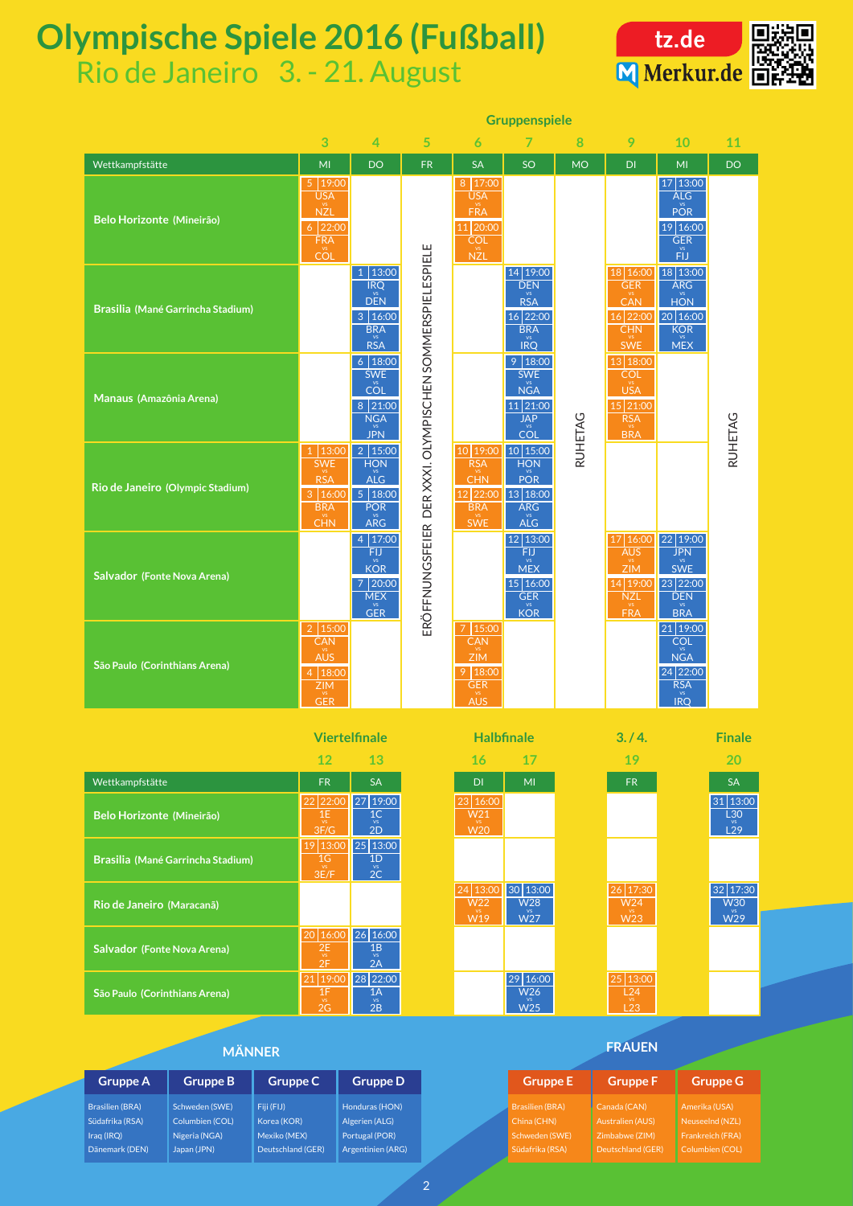# Olympische Spiele 2016 (Fußball)

## Rio de Janeiro 3. - 21. August

tz.de Merkur.de

### Gruppenspiele

| Wettkampfstätte | 3 MI | 4 DO | 5 FR | 6 SA | 7 SO | 8 MO | 9 DI | 10 MI | 11 DO |
|---|---|---|---|---|---|---|---|---|---|
| Belo Horizonte (Mineirão) | 5 19:00 USA vs NZL; 6 22:00 FRA vs COL | | ERÖFFNUNGSFEIER DER XXXI. OLYMPISCHEN SOMMERSPIELESPIELE | 8 17:00 USA vs FRA; 11 20:00 COL vs NZL | | RUHETAG | | 17 13:00 ALG vs POR; 19 16:00 GER vs FIJ | RUHETAG |
| Brasilia (Mané Garrincha Stadium) | | 1 13:00 IRQ vs DEN; 3 16:00 BRA vs RSA | | | 14 19:00 DEN vs RSA; 16 22:00 BRA vs IRQ | | 18 16:00 GER vs CAN; 16 22:00 CHN vs SWE | 18 13:00 ARG vs HON; 20 16:00 KOR vs MEX | |
| Manaus (Amazônia Arena) | | 6 18:00 SWE vs COL; 8 21:00 NGA vs JPN | | | 9 18:00 SWE vs NGA; 11 21:00 JAP vs COL | | 13 18:00 COL vs USA; 15 21:00 RSA vs BRA | | |
| Rio de Janeiro (Olympic Stadium) | 1 13:00 SWE vs RSA; 3 16:00 BRA vs CHN | 2 15:00 HON vs ALG; 5 18:00 POR vs ARG | | 10 19:00 RSA vs CHN; 12 22:00 BRA vs SWE | 10 15:00 HON vs POR; 13 18:00 ARG vs ALG | | | | |
| Salvador (Fonte Nova Arena) | | 4 17:00 FIJ vs KOR; 7 20:00 MEX vs GER | | | 12 13:00 FIJ vs MEX; 15 16:00 GER vs KOR | | 17 16:00 AUS vs ZIM; 14 19:00 NZL vs FRA | 22 19:00 JPN vs SWE; 23 22:00 DEN vs BRA | |
| São Paulo (Corinthians Arena) | 2 15:00 CAN vs AUS; 4 18:00 ZIM vs GER | | | 7 15:00 CAN vs ZIM; 9 18:00 GER vs AUS | | | | 21 19:00 COL vs NGA; 24 22:00 RSA vs IRQ | |

### Viertelfinale / Halbfinale / 3. / 4. / Finale

| Wettkampfstätte | Viertelfinale 12 FR | Viertelfinale 13 SA | Halbfinale 16 DI | Halbfinale 17 MI | 3. / 4. 19 FR | Finale 20 SA |
|---|---|---|---|---|---|---|
| Belo Horizonte (Mineirão) | 22 22:00 1E vs 3F/G | 27 19:00 1C vs 2D | 23 16:00 W21 vs W20 | | | 31 13:00 L30 vs L29 |
| Brasilia (Mané Garrincha Stadium) | 19 13:00 1G vs 3E/F | 25 13:00 1D vs 2C | | | | |
| Rio de Janeiro (Maracanã) | | | 24 13:00 W22 vs W19 | 30 13:00 W28 vs W27 | 26 17:30 W24 vs W23 | 32 17:30 W30 vs W29 |
| Salvador (Fonte Nova Arena) | 20 16:00 2E vs 2F | 26 16:00 1B vs 2A | | | | |
| São Paulo (Corinthians Arena) | 21 19:00 1F vs 2G | 28 22:00 1A vs 2B | | 29 16:00 W26 vs W25 | 25 13:00 L24 vs L23 | |

### MÄNNER

| Gruppe A | Gruppe B | Gruppe C | Gruppe D |
|---|---|---|---|
| Brasilien (BRA) | Schweden (SWE) | Fiji (FIJ) | Honduras (HON) |
| Südafrika (RSA) | Columbien (COL) | Korea (KOR) | Algerien (ALG) |
| Iraq (IRQ) | Nigeria (NGA) | Mexiko (MEX) | Portugal (POR) |
| Dänemark (DEN) | Japan (JPN) | Deutschland (GER) | Argentinien (ARG) |

### FRAUEN

| Gruppe E | Gruppe F | Gruppe G |
|---|---|---|
| Brasilien (BRA) | Canada (CAN) | Amerika (USA) |
| China (CHN) | Australien (AUS) | Neuseeind (NZL) |
| Schweden (SWE) | Zimbabwe (ZIM) | Frankreich (FRA) |
| Südafrika (RSA) | Deutschland (GER) | Columbien (COL) |